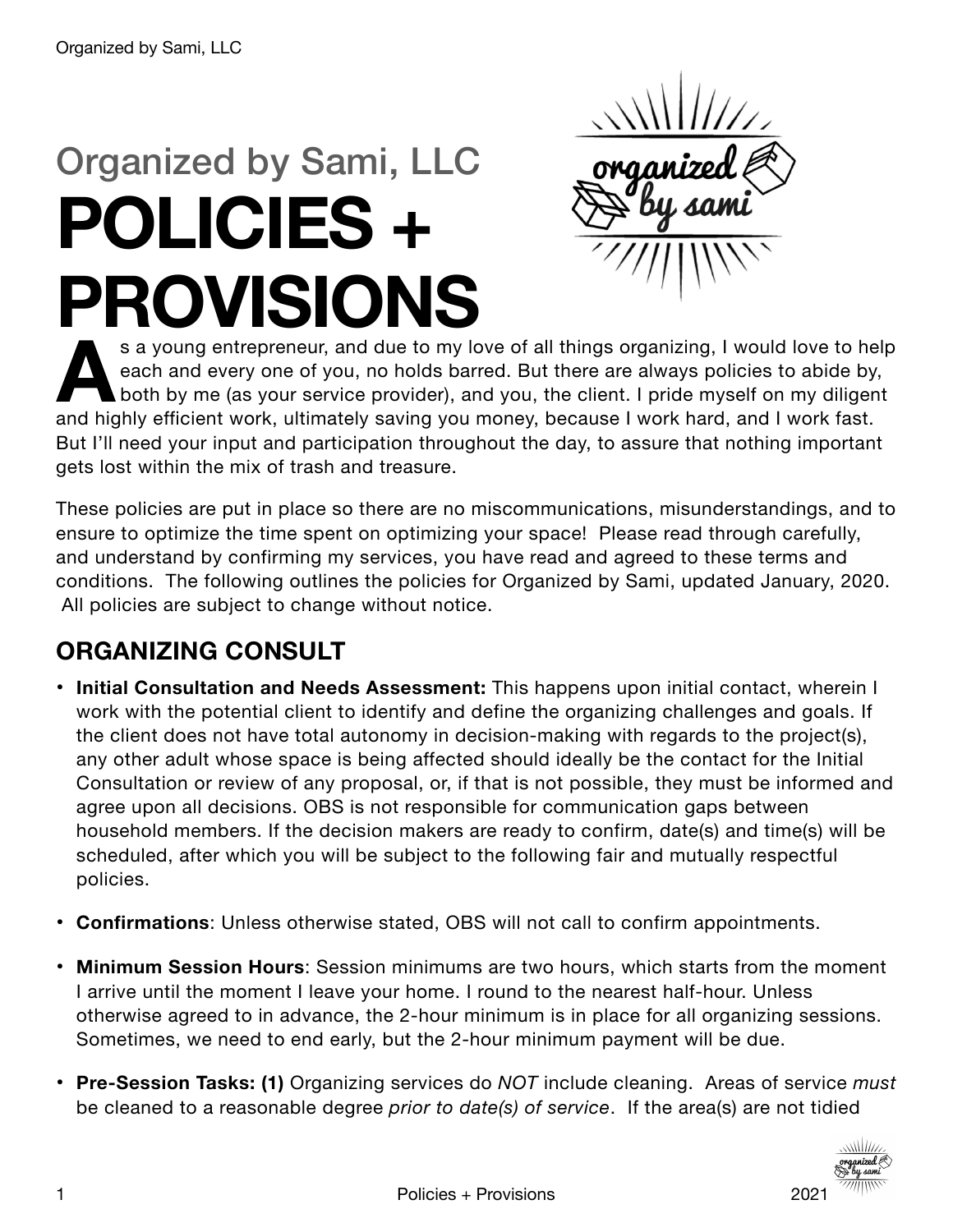## Organized by Sami, LLC

# POLICIES + PROVISIONS

As a young entrepreneur, and due to my love of all things organizing, I would love to help each and every one of you, no holds barred. But there are always policies to abide by, both by me (as your service provider), and you, the client. I pride myself on my diligent and highly efficient work, ultimately saving you money, because I work hard, and I work fast. But I'll need your input and participation throughout the day, to assure that nothing important gets lost within the mix of trash and treasure.

These policies are put in place so there are no miscommunications, misunderstandings, and to ensure to optimize the time spent on optimizing your space! Please read through carefully, and understand by confirming my services, you have read and agreed to these terms and conditions. The following outlines the policies for Organized by Sami, updated January, 2020. All policies are subject to change without notice.

## ORGANIZING CONSULT

- **Initial Consultation and Needs Assessment:** This happens upon initial contact, wherein I work with the potential client to identify and define the organizing challenges and goals. If the client does not have total autonomy in decision-making with regards to the project(s), any other adult whose space is being affected should ideally be the contact for the Initial Consultation or review of any proposal, or, if that is not possible, they must be informed and agree upon all decisions. OBS is not responsible for communication gaps between household members. If the decision makers are ready to confirm, date(s) and time(s) will be scheduled, after which you will be subject to the following fair and mutually respectful policies.

- **Confirmations**: Unless otherwise stated, OBS will not call to confirm appointments.

- **Minimum Session Hours**: Session minimums are two hours, which starts from the moment I arrive until the moment I leave your home. I round to the nearest half-hour. Unless otherwise agreed to in advance, the 2-hour minimum is in place for all organizing sessions. Sometimes, we need to end early, but the 2-hour minimum payment will be due.

- **Pre-Session Tasks: (1)** Organizing services do *NOT* include cleaning. Areas of service *must* be cleaned to a reasonable degree *prior to date(s) of service*. If the area(s) are not tidied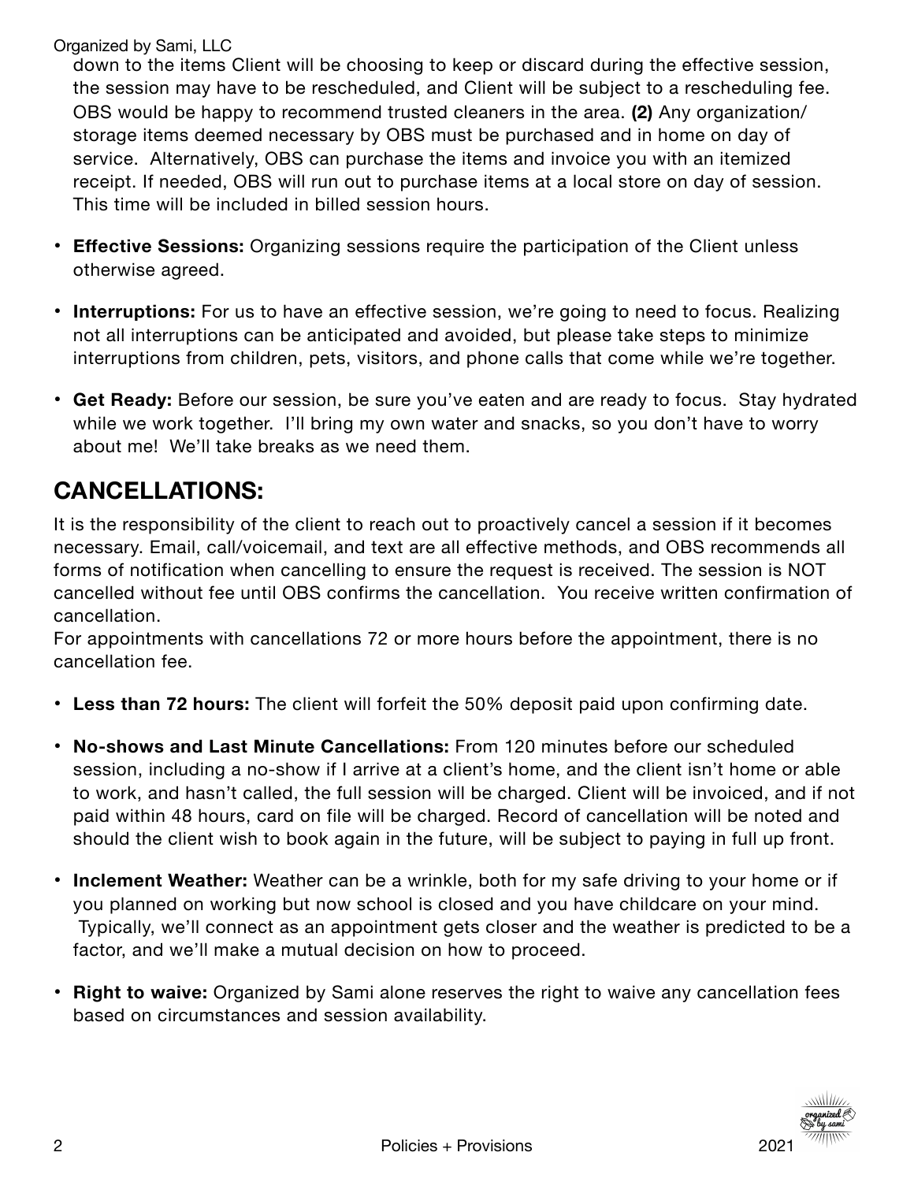down to the items Client will be choosing to keep or discard during the effective session, the session may have to be rescheduled, and Client will be subject to a rescheduling fee. OBS would be happy to recommend trusted cleaners in the area. **(2)** Any organization/ storage items deemed necessary by OBS must be purchased and in home on day of service. Alternatively, OBS can purchase the items and invoice you with an itemized receipt. If needed, OBS will run out to purchase items at a local store on day of session. This time will be included in billed session hours.

- **Effective Sessions:** Organizing sessions require the participation of the Client unless otherwise agreed.
- **Interruptions:** For us to have an effective session, we're going to need to focus. Realizing not all interruptions can be anticipated and avoided, but please take steps to minimize interruptions from children, pets, visitors, and phone calls that come while we're together.
- **Get Ready:** Before our session, be sure you've eaten and are ready to focus. Stay hydrated while we work together. I'll bring my own water and snacks, so you don't have to worry about me! We'll take breaks as we need them.

## CANCELLATIONS:

It is the responsibility of the client to reach out to proactively cancel a session if it becomes necessary. Email, call/voicemail, and text are all effective methods, and OBS recommends all forms of notification when cancelling to ensure the request is received. The session is NOT cancelled without fee until OBS confirms the cancellation. You receive written confirmation of cancellation.

For appointments with cancellations 72 or more hours before the appointment, there is no cancellation fee.

- **Less than 72 hours:** The client will forfeit the 50% deposit paid upon confirming date.
- **No-shows and Last Minute Cancellations:** From 120 minutes before our scheduled session, including a no-show if I arrive at a client's home, and the client isn't home or able to work, and hasn't called, the full session will be charged. Client will be invoiced, and if not paid within 48 hours, card on file will be charged. Record of cancellation will be noted and should the client wish to book again in the future, will be subject to paying in full up front.
- **Inclement Weather:** Weather can be a wrinkle, both for my safe driving to your home or if you planned on working but now school is closed and you have childcare on your mind. Typically, we'll connect as an appointment gets closer and the weather is predicted to be a factor, and we'll make a mutual decision on how to proceed.
- **Right to waive:** Organized by Sami alone reserves the right to waive any cancellation fees based on circumstances and session availability.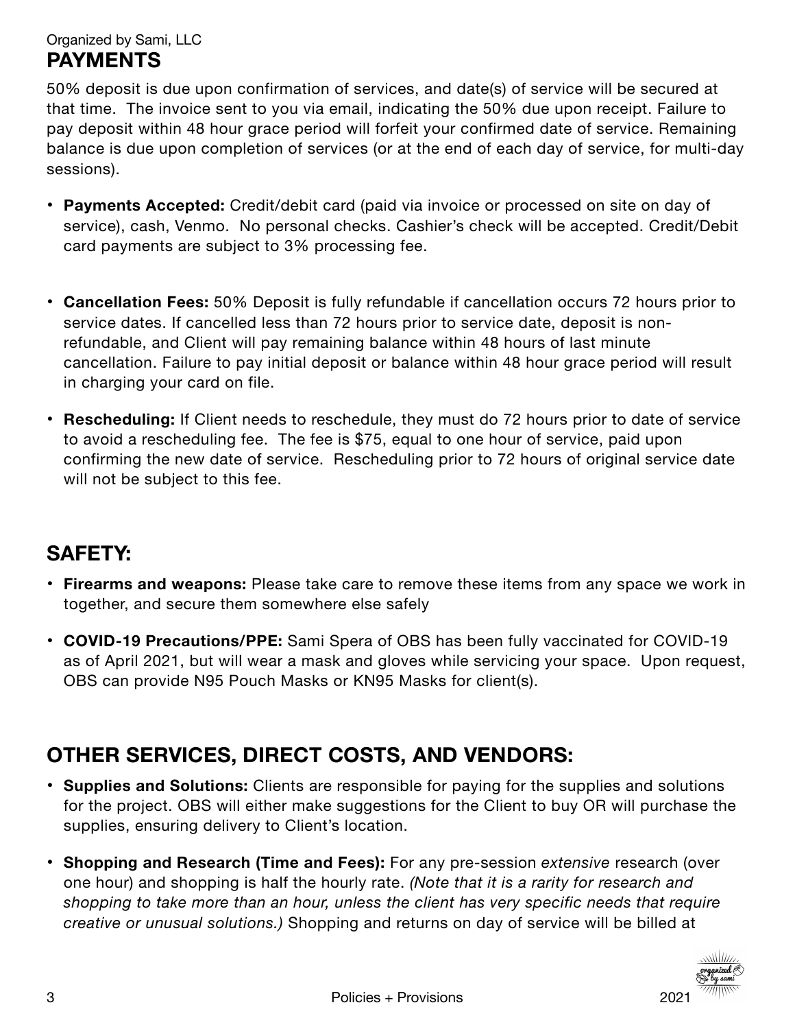Organized by Sami, LLC

## PAYMENTS

50% deposit is due upon confirmation of services, and date(s) of service will be secured at that time. The invoice sent to you via email, indicating the 50% due upon receipt. Failure to pay deposit within 48 hour grace period will forfeit your confirmed date of service. Remaining balance is due upon completion of services (or at the end of each day of service, for multi-day sessions).

- **Payments Accepted:** Credit/debit card (paid via invoice or processed on site on day of service), cash, Venmo. No personal checks. Cashier's check will be accepted. Credit/Debit card payments are subject to 3% processing fee.

- **Cancellation Fees:** 50% Deposit is fully refundable if cancellation occurs 72 hours prior to service dates. If cancelled less than 72 hours prior to service date, deposit is non-refundable, and Client will pay remaining balance within 48 hours of last minute cancellation. Failure to pay initial deposit or balance within 48 hour grace period will result in charging your card on file.

- **Rescheduling:** If Client needs to reschedule, they must do 72 hours prior to date of service to avoid a rescheduling fee. The fee is $75, equal to one hour of service, paid upon confirming the new date of service. Rescheduling prior to 72 hours of original service date will not be subject to this fee.

## SAFETY:

- **Firearms and weapons:** Please take care to remove these items from any space we work in together, and secure them somewhere else safely

- **COVID-19 Precautions/PPE:** Sami Spera of OBS has been fully vaccinated for COVID-19 as of April 2021, but will wear a mask and gloves while servicing your space. Upon request, OBS can provide N95 Pouch Masks or KN95 Masks for client(s).

## OTHER SERVICES, DIRECT COSTS, AND VENDORS:

- **Supplies and Solutions:** Clients are responsible for paying for the supplies and solutions for the project. OBS will either make suggestions for the Client to buy OR will purchase the supplies, ensuring delivery to Client's location.

- **Shopping and Research (Time and Fees):** For any pre-session *extensive* research (over one hour) and shopping is half the hourly rate. *(Note that it is a rarity for research and shopping to take more than an hour, unless the client has very specific needs that require creative or unusual solutions.)* Shopping and returns on day of service will be billed at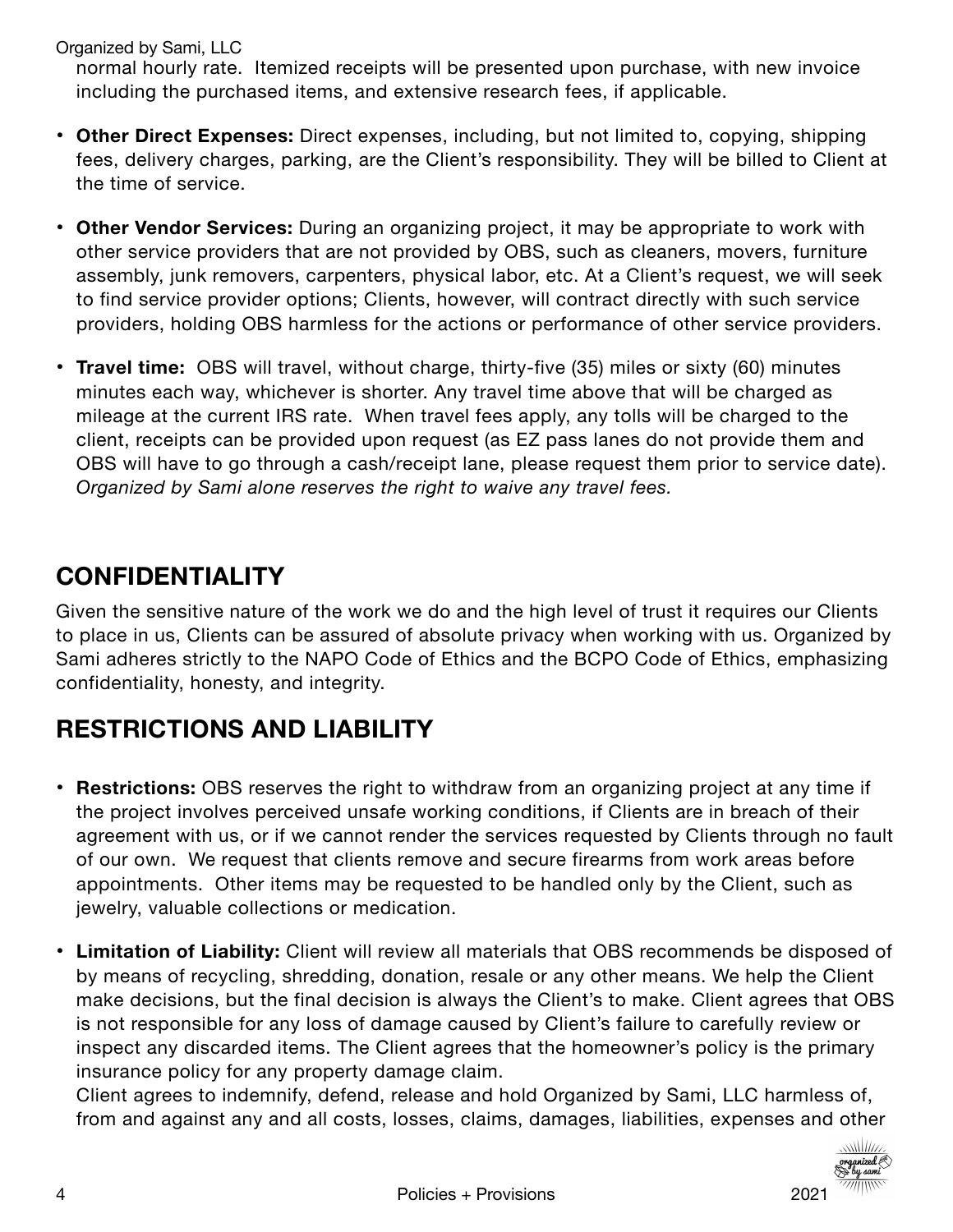normal hourly rate. Itemized receipts will be presented upon purchase, with new invoice including the purchased items, and extensive research fees, if applicable.

- **Other Direct Expenses:** Direct expenses, including, but not limited to, copying, shipping fees, delivery charges, parking, are the Client's responsibility. They will be billed to Client at the time of service.

- **Other Vendor Services:** During an organizing project, it may be appropriate to work with other service providers that are not provided by OBS, such as cleaners, movers, furniture assembly, junk removers, carpenters, physical labor, etc. At a Client's request, we will seek to find service provider options; Clients, however, will contract directly with such service providers, holding OBS harmless for the actions or performance of other service providers.

- **Travel time:** OBS will travel, without charge, thirty-five (35) miles or sixty (60) minutes minutes each way, whichever is shorter. Any travel time above that will be charged as mileage at the current IRS rate. When travel fees apply, any tolls will be charged to the client, receipts can be provided upon request (as EZ pass lanes do not provide them and OBS will have to go through a cash/receipt lane, please request them prior to service date). *Organized by Sami alone reserves the right to waive any travel fees.*

## CONFIDENTIALITY

Given the sensitive nature of the work we do and the high level of trust it requires our Clients to place in us, Clients can be assured of absolute privacy when working with us. Organized by Sami adheres strictly to the NAPO Code of Ethics and the BCPO Code of Ethics, emphasizing confidentiality, honesty, and integrity.

## RESTRICTIONS AND LIABILITY

- **Restrictions:** OBS reserves the right to withdraw from an organizing project at any time if the project involves perceived unsafe working conditions, if Clients are in breach of their agreement with us, or if we cannot render the services requested by Clients through no fault of our own. We request that clients remove and secure firearms from work areas before appointments. Other items may be requested to be handled only by the Client, such as jewelry, valuable collections or medication.

- **Limitation of Liability:** Client will review all materials that OBS recommends be disposed of by means of recycling, shredding, donation, resale or any other means. We help the Client make decisions, but the final decision is always the Client's to make. Client agrees that OBS is not responsible for any loss of damage caused by Client's failure to carefully review or inspect any discarded items. The Client agrees that the homeowner's policy is the primary insurance policy for any property damage claim.
  Client agrees to indemnify, defend, release and hold Organized by Sami, LLC harmless of, from and against any and all costs, losses, claims, damages, liabilities, expenses and other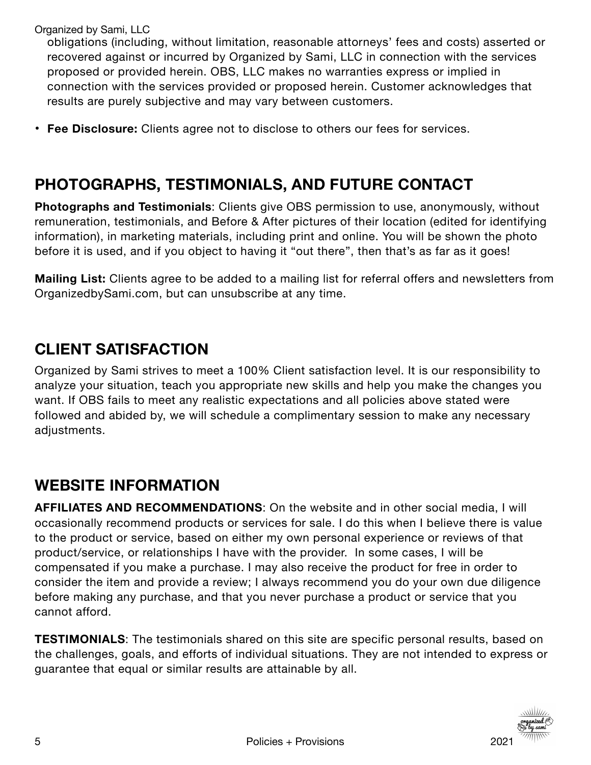obligations (including, without limitation, reasonable attorneys' fees and costs) asserted or recovered against or incurred by Organized by Sami, LLC in connection with the services proposed or provided herein. OBS, LLC makes no warranties express or implied in connection with the services provided or proposed herein. Customer acknowledges that results are purely subjective and may vary between customers.

- **Fee Disclosure:** Clients agree not to disclose to others our fees for services.

## PHOTOGRAPHS, TESTIMONIALS, AND FUTURE CONTACT

**Photographs and Testimonials**: Clients give OBS permission to use, anonymously, without remuneration, testimonials, and Before & After pictures of their location (edited for identifying information), in marketing materials, including print and online. You will be shown the photo before it is used, and if you object to having it "out there", then that's as far as it goes!

**Mailing List:** Clients agree to be added to a mailing list for referral offers and newsletters from OrganizedbySami.com, but can unsubscribe at any time.

## CLIENT SATISFACTION

Organized by Sami strives to meet a 100% Client satisfaction level. It is our responsibility to analyze your situation, teach you appropriate new skills and help you make the changes you want. If OBS fails to meet any realistic expectations and all policies above stated were followed and abided by, we will schedule a complimentary session to make any necessary adjustments.

## WEBSITE INFORMATION

**AFFILIATES AND RECOMMENDATIONS**: On the website and in other social media, I will occasionally recommend products or services for sale. I do this when I believe there is value to the product or service, based on either my own personal experience or reviews of that product/service, or relationships I have with the provider. In some cases, I will be compensated if you make a purchase. I may also receive the product for free in order to consider the item and provide a review; I always recommend you do your own due diligence before making any purchase, and that you never purchase a product or service that you cannot afford.

**TESTIMONIALS**: The testimonials shared on this site are specific personal results, based on the challenges, goals, and efforts of individual situations. They are not intended to express or guarantee that equal or similar results are attainable by all.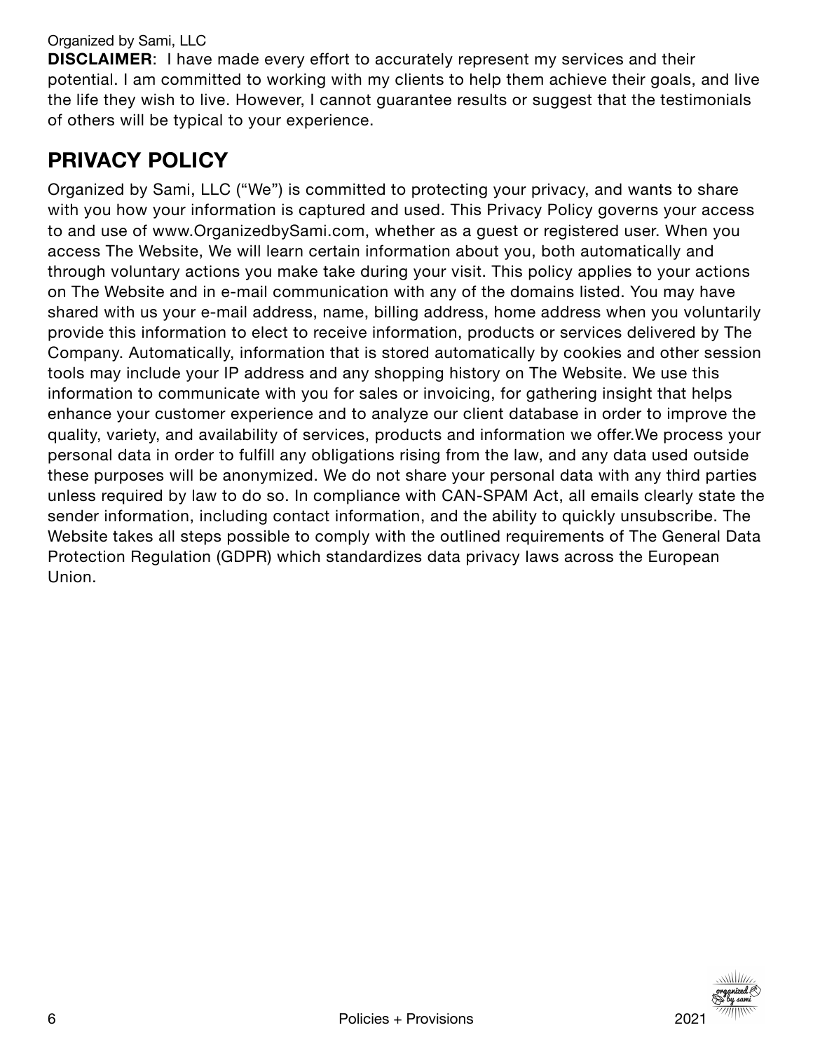Organized by Sami, LLC

**DISCLAIMER**: I have made every effort to accurately represent my services and their potential. I am committed to working with my clients to help them achieve their goals, and live the life they wish to live. However, I cannot guarantee results or suggest that the testimonials of others will be typical to your experience.

## PRIVACY POLICY

Organized by Sami, LLC ("We") is committed to protecting your privacy, and wants to share with you how your information is captured and used. This Privacy Policy governs your access to and use of www.OrganizedbySami.com, whether as a guest or registered user. When you access The Website, We will learn certain information about you, both automatically and through voluntary actions you make take during your visit. This policy applies to your actions on The Website and in e-mail communication with any of the domains listed. You may have shared with us your e-mail address, name, billing address, home address when you voluntarily provide this information to elect to receive information, products or services delivered by The Company. Automatically, information that is stored automatically by cookies and other session tools may include your IP address and any shopping history on The Website. We use this information to communicate with you for sales or invoicing, for gathering insight that helps enhance your customer experience and to analyze our client database in order to improve the quality, variety, and availability of services, products and information we offer.We process your personal data in order to fulfill any obligations rising from the law, and any data used outside these purposes will be anonymized. We do not share your personal data with any third parties unless required by law to do so. In compliance with CAN-SPAM Act, all emails clearly state the sender information, including contact information, and the ability to quickly unsubscribe. The Website takes all steps possible to comply with the outlined requirements of The General Data Protection Regulation (GDPR) which standardizes data privacy laws across the European Union.